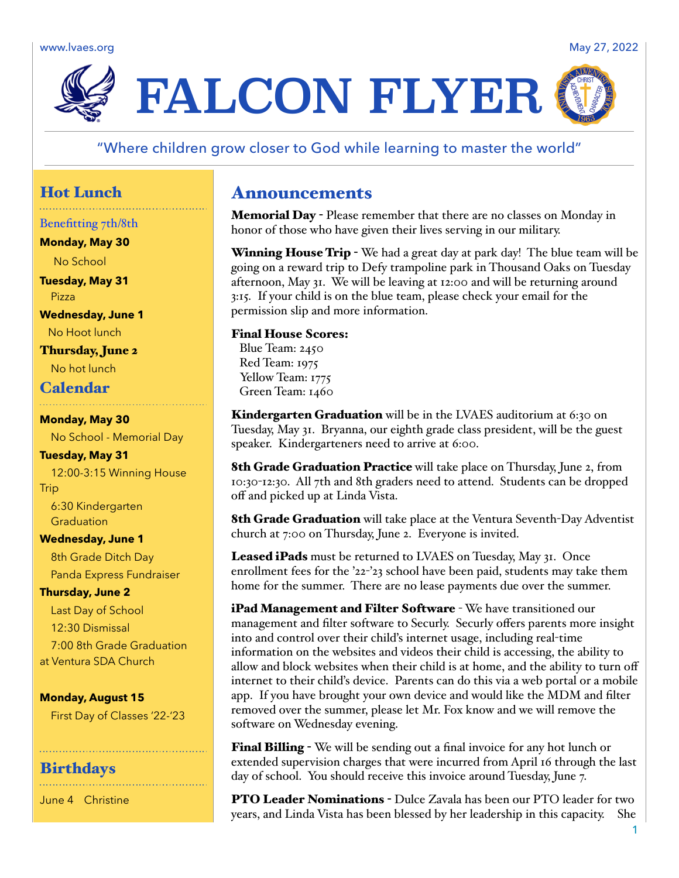www.lvaes.org

May 27, 2022

# FALCON FLYER

"Where children grow closer to God while learning to master the world"

## Hot Lunch

Benefitting 7th/8th

**Monday, May 30**
No School

**Tuesday, May 31**
Pizza

**Wednesday, June 1**
No Hoot lunch

**Thursday, June 2**
No hot lunch

## Calendar

**Monday, May 30**
No School - Memorial Day

**Tuesday, May 31**
12:00-3:15 Winning House Trip
6:30 Kindergarten Graduation

**Wednesday, June 1**
8th Grade Ditch Day
Panda Express Fundraiser

**Thursday, June 2**
Last Day of School
12:30 Dismissal
7:00 8th Grade Graduation at Ventura SDA Church

**Monday, August 15**
First Day of Classes '22-'23

## Birthdays

June 4 Christine

## Announcements

**Memorial Day** - Please remember that there are no classes on Monday in honor of those who have given their lives serving in our military.

**Winning House Trip** - We had a great day at park day! The blue team will be going on a reward trip to Defy trampoline park in Thousand Oaks on Tuesday afternoon, May 31. We will be leaving at 12:00 and will be returning around 3:15. If your child is on the blue team, please check your email for the permission slip and more information.

**Final House Scores:**
Blue Team: 2450
Red Team: 1975
Yellow Team: 1775
Green Team: 1460

**Kindergarten Graduation** will be in the LVAES auditorium at 6:30 on Tuesday, May 31. Bryanna, our eighth grade class president, will be the guest speaker. Kindergarteners need to arrive at 6:00.

**8th Grade Graduation Practice** will take place on Thursday, June 2, from 10:30-12:30. All 7th and 8th graders need to attend. Students can be dropped off and picked up at Linda Vista.

**8th Grade Graduation** will take place at the Ventura Seventh-Day Adventist church at 7:00 on Thursday, June 2. Everyone is invited.

**Leased iPads** must be returned to LVAES on Tuesday, May 31. Once enrollment fees for the '22-'23 school have been paid, students may take them home for the summer. There are no lease payments due over the summer.

**iPad Management and Filter Software** - We have transitioned our management and filter software to Securly. Securly offers parents more insight into and control over their child's internet usage, including real-time information on the websites and videos their child is accessing, the ability to allow and block websites when their child is at home, and the ability to turn off internet to their child's device. Parents can do this via a web portal or a mobile app. If you have brought your own device and would like the MDM and filter removed over the summer, please let Mr. Fox know and we will remove the software on Wednesday evening.

**Final Billing** - We will be sending out a final invoice for any hot lunch or extended supervision charges that were incurred from April 16 through the last day of school. You should receive this invoice around Tuesday, June 7.

**PTO Leader Nominations** - Dulce Zavala has been our PTO leader for two years, and Linda Vista has been blessed by her leadership in this capacity. She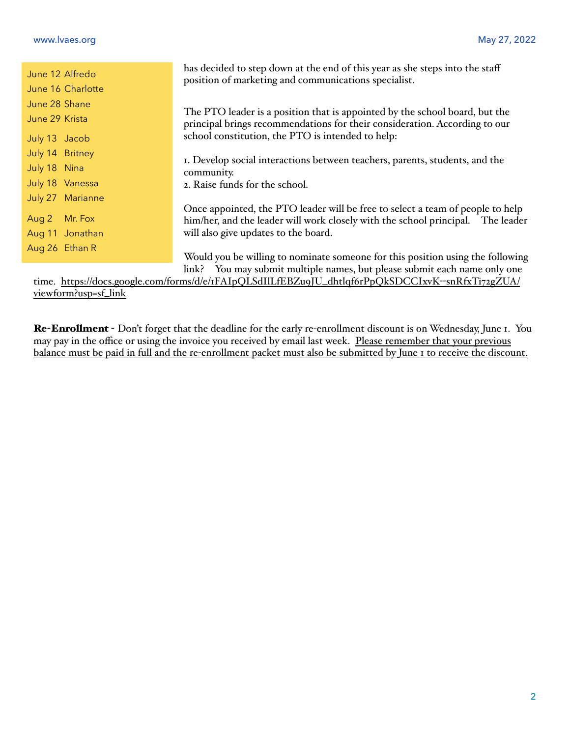| | |
|---|---|
| June 12 | Alfredo |
| June 16 | Charlotte |
| June 28 | Shane |
| June 29 | Krista |
| July 13 | Jacob |
| July 14 | Britney |
| July 18 | Nina |
| July 18 | Vanessa |
| July 27 | Marianne |
| Aug 2 | Mr. Fox |
| Aug 11 | Jonathan |
| Aug 26 | Ethan R |

has decided to step down at the end of this year as she steps into the staff position of marketing and communications specialist.

The PTO leader is a position that is appointed by the school board, but the principal brings recommendations for their consideration. According to our school constitution, the PTO is intended to help:

1. Develop social interactions between teachers, parents, students, and the community.
2. Raise funds for the school.

Once appointed, the PTO leader will be free to select a team of people to help him/her, and the leader will work closely with the school principal. The leader will also give updates to the board.

Would you be willing to nominate someone for this position using the following link? You may submit multiple names, but please submit each name only one time. https://docs.google.com/forms/d/e/1FAIpQLSdIlLfEBZu9JU_dhtlqf6rPpQkSDCCIxvK--snRfxTi72gZUA/viewform?usp=sf_link

**Re-Enrollment** - Don't forget that the deadline for the early re-enrollment discount is on Wednesday, June 1. You may pay in the office or using the invoice you received by email last week. Please remember that your previous balance must be paid in full and the re-enrollment packet must also be submitted by June 1 to receive the discount.